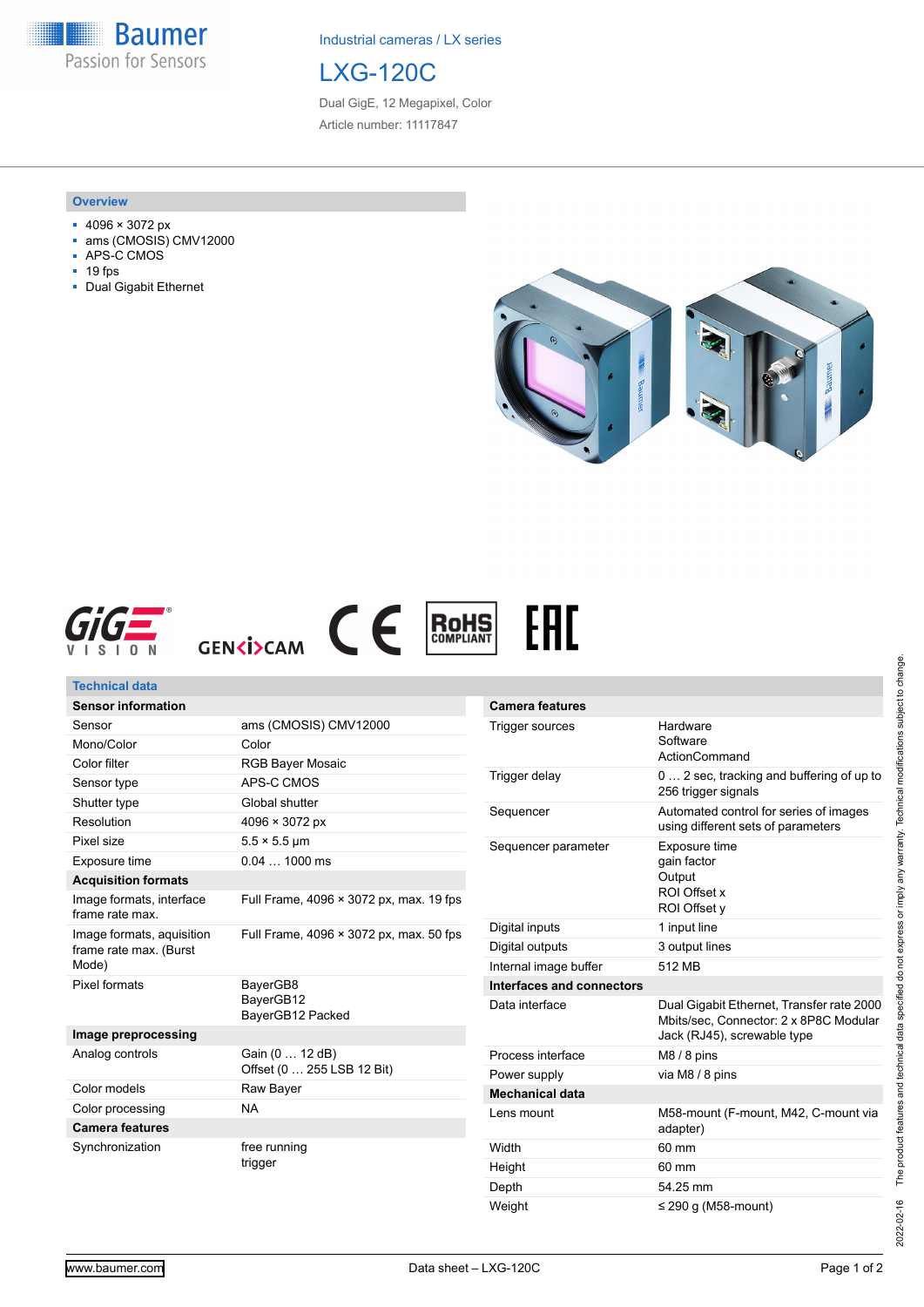Industrial cameras / LX series

# LXG-120C

Dual GigE, 12 Megapixel, Color

Article number: 11117847

## Overview

- 4096 × 3072 px
- ams (CMOSIS) CMV12000
- APS-C CMOS
- 19 fps
- Dual Gigabit Ethernet

## Technical data

| **Sensor information** | |
|---|---|
| Sensor | ams (CMOSIS) CMV12000 |
| Mono/Color | Color |
| Color filter | RGB Bayer Mosaic |
| Sensor type | APS-C CMOS |
| Shutter type | Global shutter |
| Resolution | 4096 × 3072 px |
| Pixel size | 5.5 × 5.5 µm |
| Exposure time | 0.04 … 1000 ms |
| **Acquisition formats** | |
| Image formats, interface frame rate max. | Full Frame, 4096 × 3072 px, max. 19 fps |
| Image formats, auisition frame rate max. (Burst Mode) | Full Frame, 4096 × 3072 px, max. 50 fps |
| Pixel formats | BayerGB8<br>BayerGB12<br>BayerGB12 Packed |
| **Image preprocessing** | |
| Analog controls | Gain (0 … 12 dB)<br>Offset (0 … 255 LSB 12 Bit) |
| Color models | Raw Bayer |
| Color processing | NA |
| **Camera features** | |
| Synchronization | free running<br>trigger |

| **Camera features** | |
|---|---|
| Trigger sources | Hardware<br>Software<br>ActionCommand |
| Trigger delay | 0 … 2 sec, tracking and buffering of up to 256 trigger signals |
| Sequencer | Automated control for series of images using different sets of parameters |
| Sequencer parameter | Exposure time<br>gain factor<br>Output<br>ROI Offset x<br>ROI Offset y |
| Digital inputs | 1 input line |
| Digital outputs | 3 output lines |
| Internal image buffer | 512 MB |
| **Interfaces and connectors** | |
| Data interface | Dual Gigabit Ethernet, Transfer rate 2000 Mbits/sec, Connector: 2 x 8P8C Modular Jack (RJ45), screwable type |
| Process interface | M8 / 8 pins |
| Power supply | via M8 / 8 pins |
| **Mechanical data** | |
| Lens mount | M58-mount (F-mount, M42, C-mount via adapter) |
| Width | 60 mm |
| Height | 60 mm |
| Depth | 54.25 mm |
| Weight | ≤ 290 g (M58-mount) |

2022-02-16 The product features and technical data specified do not express or imply any warranty. Technical modifications subject to change.

www.baumer.com

Data sheet – LXG-120C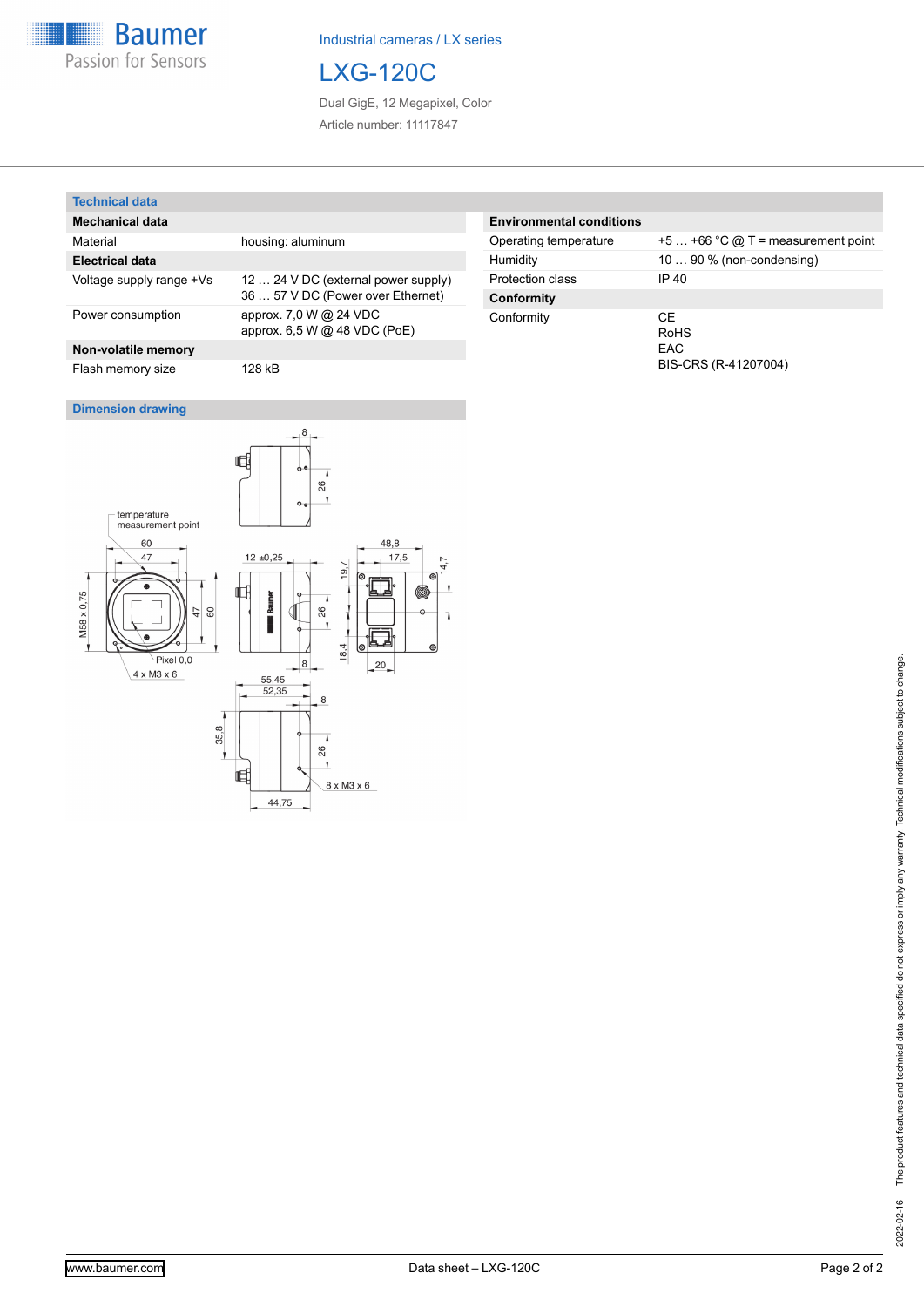Industrial cameras / LX series

# LXG-120C

Dual GigE, 12 Megapixel, Color

Article number: 11117847

## Technical data

| | |
|---|---|
| **Mechanical data** | |
| Material | housing: aluminum |
| **Electrical data** | |
| Voltage supply range +Vs | 12 … 24 V DC (external power supply)<br>36 … 57 V DC (Power over Ethernet) |
| Power consumption | approx. 7,0 W @ 24 VDC<br>approx. 6,5 W @ 48 VDC (PoE) |
| **Non-volatile memory** | |
| Flash memory size | 128 kB |

| | |
|---|---|
| **Environmental conditions** | |
| Operating temperature | +5 … +66 °C @ T = measurement point |
| Humidity | 10 … 90 % (non-condensing) |
| Protection class | IP 40 |
| **Conformity** | |
| Conformity | CE<br>RoHS<br>EAC<br>BIS-CRS (R-41207004) |

## Dimension drawing

temperature measurement point

60
47
M58 x 0,75
47
60
Pixel 0,0
4 x M3 x 6
8
26
12 ±0,25
26
8
19,7
18,4
48,8
17,5
14,7
20
55,45
52,35
8
35,8
26
8 x M3 x 6
44,75

The product features and technical data specified do not express or imply any warranty. Technical modifications subject to change.

2022-02-16

www.baumer.com

Data sheet – LXG-120C